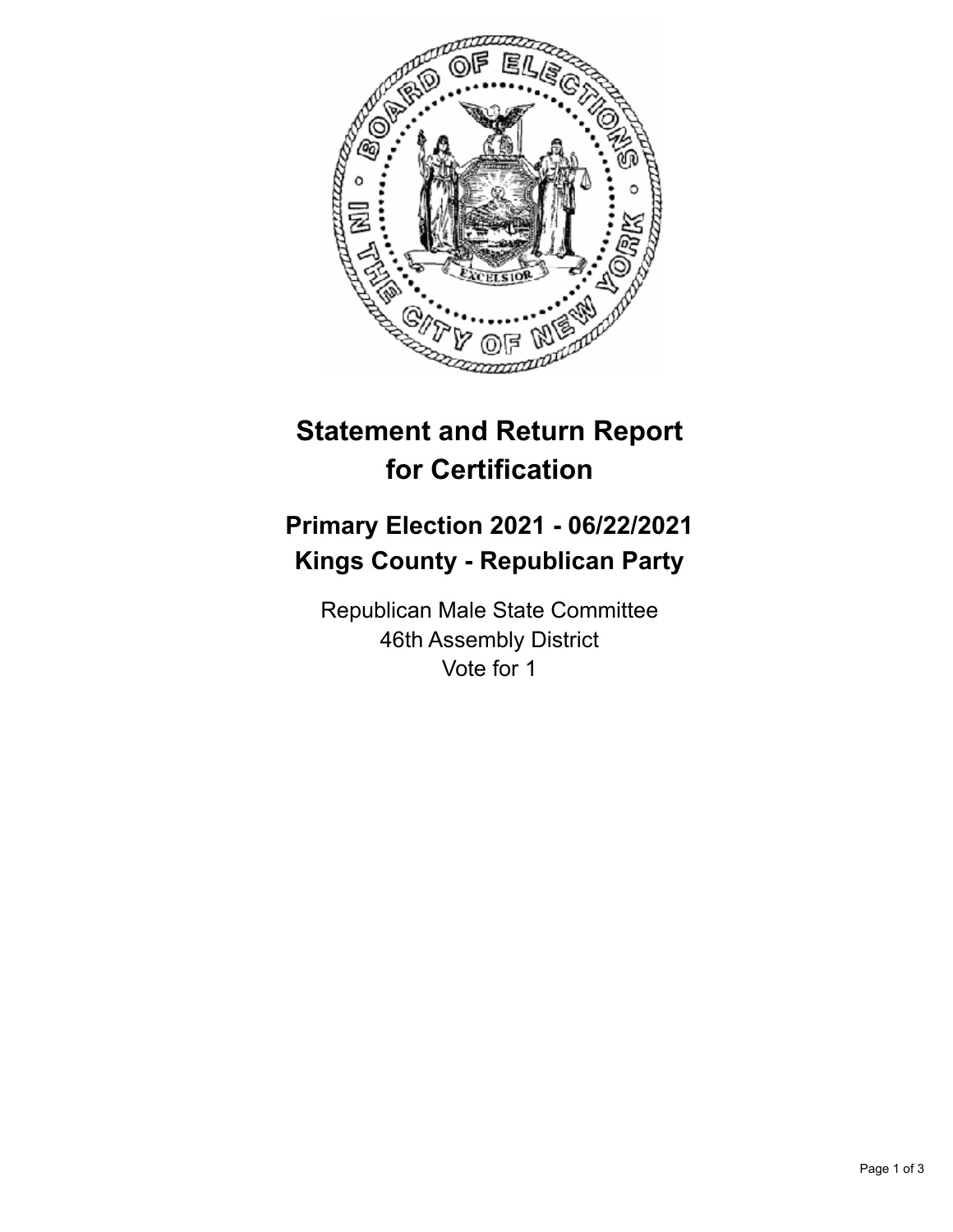# Statement and Return Report for Certification

## Primary Election 2021 - 06/22/2021
## Kings County - Republican Party

Republican Male State Committee
46th Assembly District
Vote for 1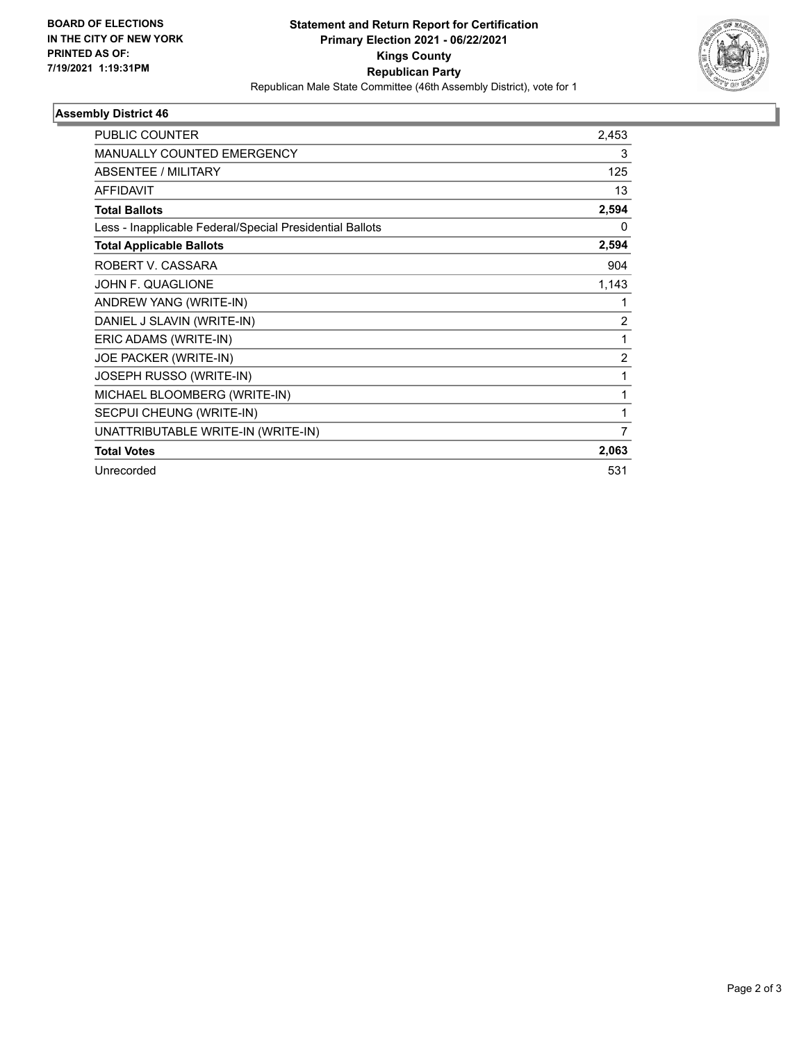**BOARD OF ELECTIONS IN THE CITY OF NEW YORK PRINTED AS OF: 7/19/2021 1:19:31PM**

**Statement and Return Report for Certification**
**Primary Election 2021 - 06/22/2021**
**Kings County**
**Republican Party**
Republican Male State Committee (46th Assembly District), vote for 1

### Assembly District 46

| | |
|---|---|
| PUBLIC COUNTER | 2,453 |
| MANUALLY COUNTED EMERGENCY | 3 |
| ABSENTEE / MILITARY | 125 |
| AFFIDAVIT | 13 |
| **Total Ballots** | **2,594** |
| Less - Inapplicable Federal/Special Presidential Ballots | 0 |
| **Total Applicable Ballots** | **2,594** |
| ROBERT V. CASSARA | 904 |
| JOHN F. QUAGLIONE | 1,143 |
| ANDREW YANG (WRITE-IN) | 1 |
| DANIEL J SLAVIN (WRITE-IN) | 2 |
| ERIC ADAMS (WRITE-IN) | 1 |
| JOE PACKER (WRITE-IN) | 2 |
| JOSEPH RUSSO (WRITE-IN) | 1 |
| MICHAEL BLOOMBERG (WRITE-IN) | 1 |
| SECPUI CHEUNG (WRITE-IN) | 1 |
| UNATTRIBUTABLE WRITE-IN (WRITE-IN) | 7 |
| **Total Votes** | **2,063** |
| Unrecorded | 531 |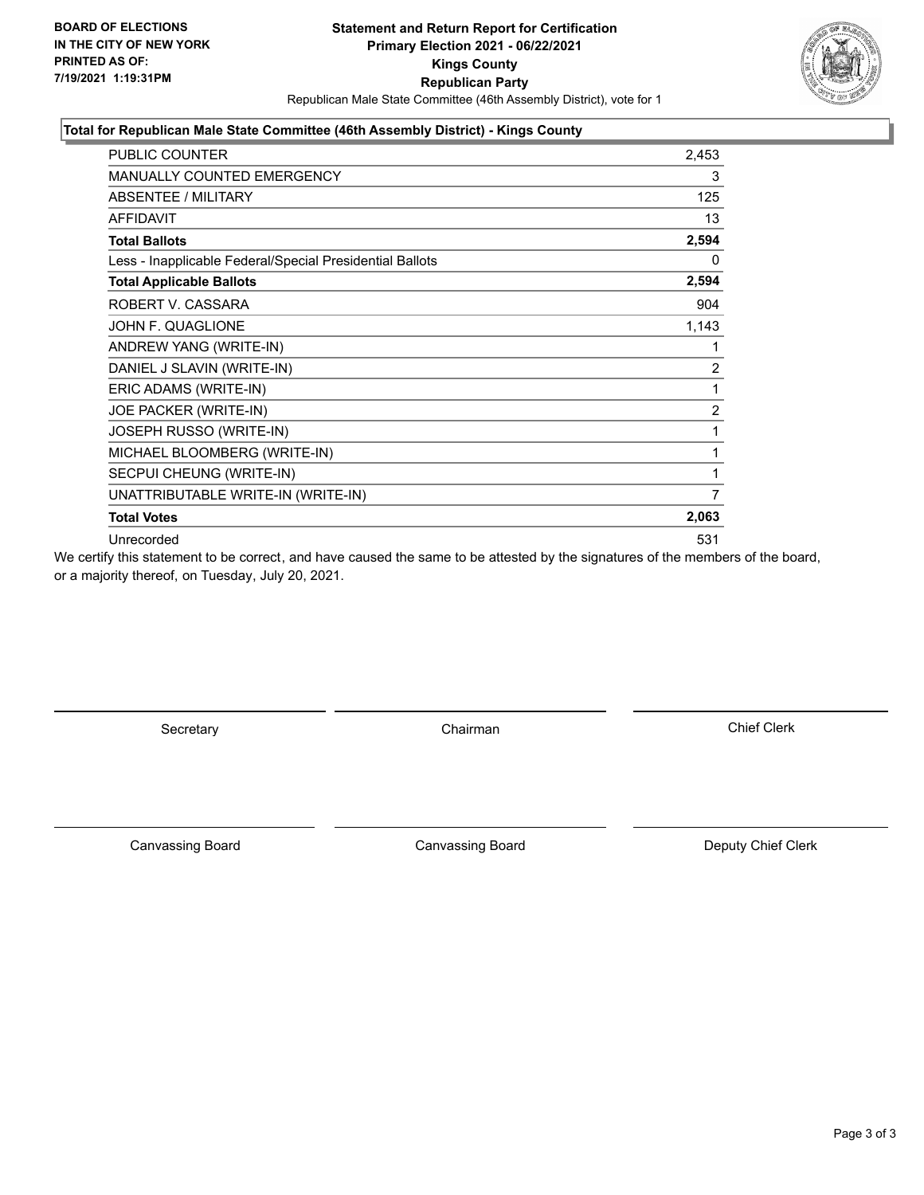**BOARD OF ELECTIONS**
**IN THE CITY OF NEW YORK**
**PRINTED AS OF:**
**7/19/2021 1:19:31PM**

**Statement and Return Report for Certification**
**Primary Election 2021 - 06/22/2021**
**Kings County**
**Republican Party**
Republican Male State Committee (46th Assembly District), vote for 1

### Total for Republican Male State Committee (46th Assembly District) - Kings County

| | |
|---|---|
| PUBLIC COUNTER | 2,453 |
| MANUALLY COUNTED EMERGENCY | 3 |
| ABSENTEE / MILITARY | 125 |
| AFFIDAVIT | 13 |
| **Total Ballots** | **2,594** |
| Less - Inapplicable Federal/Special Presidential Ballots | 0 |
| **Total Applicable Ballots** | **2,594** |
| ROBERT V. CASSARA | 904 |
| JOHN F. QUAGLIONE | 1,143 |
| ANDREW YANG (WRITE-IN) | 1 |
| DANIEL J SLAVIN (WRITE-IN) | 2 |
| ERIC ADAMS (WRITE-IN) | 1 |
| JOE PACKER (WRITE-IN) | 2 |
| JOSEPH RUSSO (WRITE-IN) | 1 |
| MICHAEL BLOOMBERG (WRITE-IN) | 1 |
| SECPUI CHEUNG (WRITE-IN) | 1 |
| UNATTRIBUTABLE WRITE-IN (WRITE-IN) | 7 |
| **Total Votes** | **2,063** |
| Unrecorded | 531 |

We certify this statement to be correct, and have caused the same to be attested by the signatures of the members of the board, or a majority thereof, on Tuesday, July 20, 2021.

Secretary

Chairman

Chief Clerk

Canvassing Board

Canvassing Board

Deputy Chief Clerk